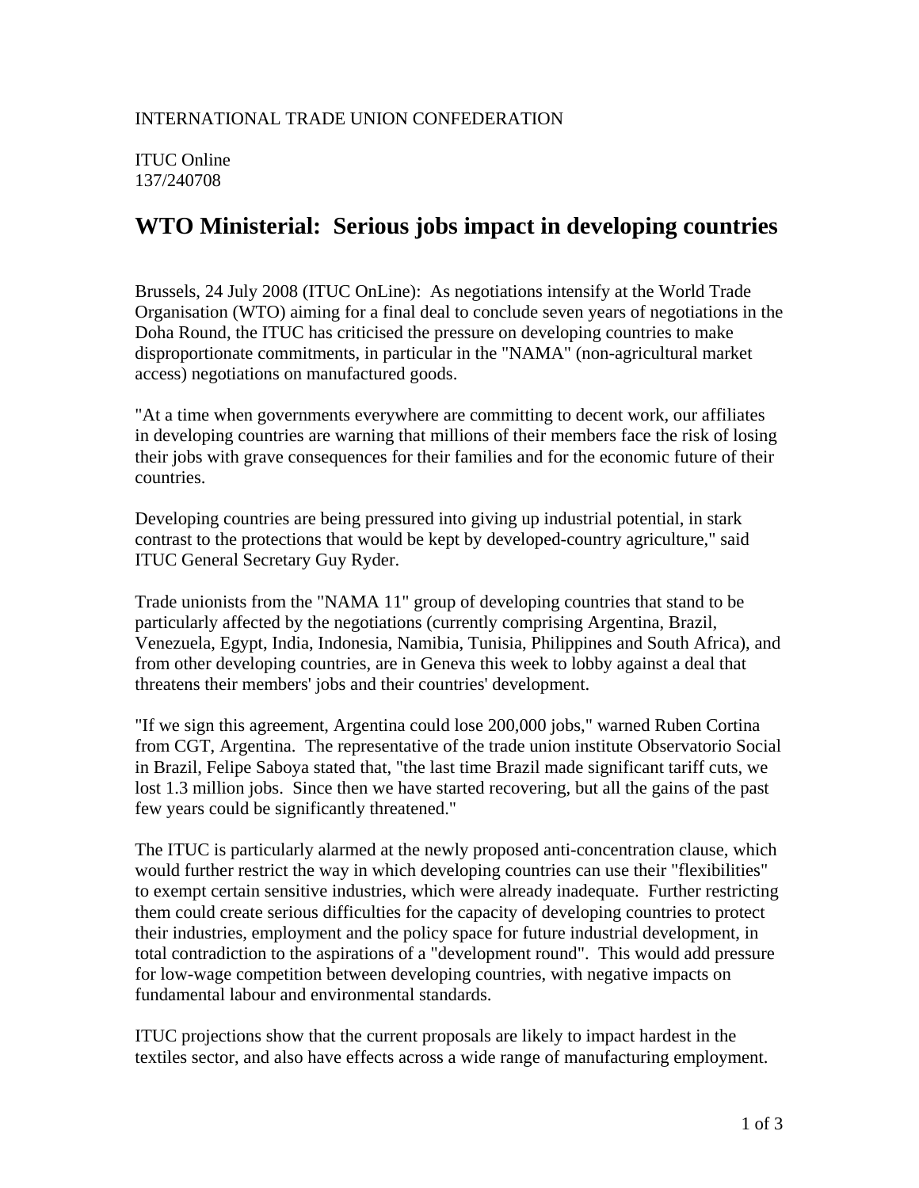INTERNATIONAL TRADE UNION CONFEDERATION

ITUC Online
137/240708

# WTO Ministerial: Serious jobs impact in developing countries

Brussels, 24 July 2008 (ITUC OnLine): As negotiations intensify at the World Trade Organisation (WTO) aiming for a final deal to conclude seven years of negotiations in the Doha Round, the ITUC has criticised the pressure on developing countries to make disproportionate commitments, in particular in the "NAMA" (non-agricultural market access) negotiations on manufactured goods.

"At a time when governments everywhere are committing to decent work, our affiliates in developing countries are warning that millions of their members face the risk of losing their jobs with grave consequences for their families and for the economic future of their countries.

Developing countries are being pressured into giving up industrial potential, in stark contrast to the protections that would be kept by developed-country agriculture," said ITUC General Secretary Guy Ryder.

Trade unionists from the "NAMA 11" group of developing countries that stand to be particularly affected by the negotiations (currently comprising Argentina, Brazil, Venezuela, Egypt, India, Indonesia, Namibia, Tunisia, Philippines and South Africa), and from other developing countries, are in Geneva this week to lobby against a deal that threatens their members' jobs and their countries' development.

"If we sign this agreement, Argentina could lose 200,000 jobs," warned Ruben Cortina from CGT, Argentina. The representative of the trade union institute Observatorio Social in Brazil, Felipe Saboya stated that, "the last time Brazil made significant tariff cuts, we lost 1.3 million jobs. Since then we have started recovering, but all the gains of the past few years could be significantly threatened."

The ITUC is particularly alarmed at the newly proposed anti-concentration clause, which would further restrict the way in which developing countries can use their "flexibilities" to exempt certain sensitive industries, which were already inadequate. Further restricting them could create serious difficulties for the capacity of developing countries to protect their industries, employment and the policy space for future industrial development, in total contradiction to the aspirations of a "development round". This would add pressure for low-wage competition between developing countries, with negative impacts on fundamental labour and environmental standards.

ITUC projections show that the current proposals are likely to impact hardest in the textiles sector, and also have effects across a wide range of manufacturing employment.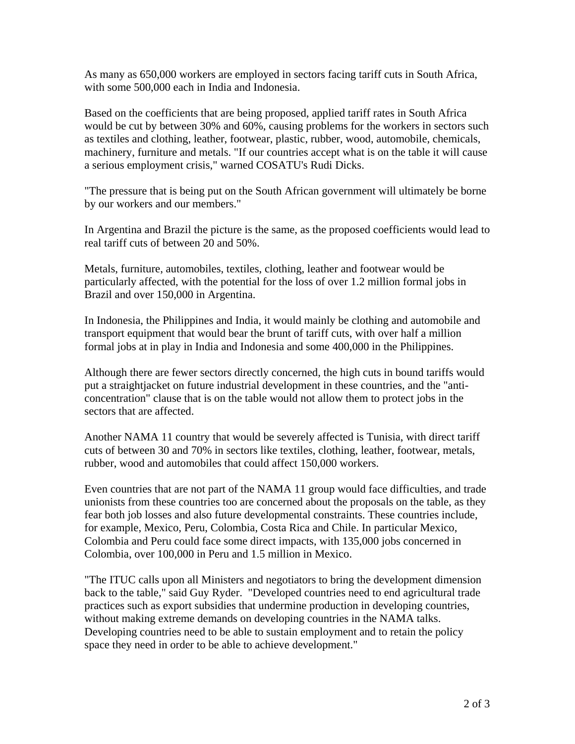As many as 650,000 workers are employed in sectors facing tariff cuts in South Africa, with some 500,000 each in India and Indonesia.

Based on the coefficients that are being proposed, applied tariff rates in South Africa would be cut by between 30% and 60%, causing problems for the workers in sectors such as textiles and clothing, leather, footwear, plastic, rubber, wood, automobile, chemicals, machinery, furniture and metals. "If our countries accept what is on the table it will cause a serious employment crisis," warned COSATU's Rudi Dicks.

"The pressure that is being put on the South African government will ultimately be borne by our workers and our members."

In Argentina and Brazil the picture is the same, as the proposed coefficients would lead to real tariff cuts of between 20 and 50%.

Metals, furniture, automobiles, textiles, clothing, leather and footwear would be particularly affected, with the potential for the loss of over 1.2 million formal jobs in Brazil and over 150,000 in Argentina.

In Indonesia, the Philippines and India, it would mainly be clothing and automobile and transport equipment that would bear the brunt of tariff cuts, with over half a million formal jobs at in play in India and Indonesia and some 400,000 in the Philippines.

Although there are fewer sectors directly concerned, the high cuts in bound tariffs would put a straightjacket on future industrial development in these countries, and the "anti-concentration" clause that is on the table would not allow them to protect jobs in the sectors that are affected.

Another NAMA 11 country that would be severely affected is Tunisia, with direct tariff cuts of between 30 and 70% in sectors like textiles, clothing, leather, footwear, metals, rubber, wood and automobiles that could affect 150,000 workers.

Even countries that are not part of the NAMA 11 group would face difficulties, and trade unionists from these countries too are concerned about the proposals on the table, as they fear both job losses and also future developmental constraints. These countries include, for example, Mexico, Peru, Colombia, Costa Rica and Chile. In particular Mexico, Colombia and Peru could face some direct impacts, with 135,000 jobs concerned in Colombia, over 100,000 in Peru and 1.5 million in Mexico.

"The ITUC calls upon all Ministers and negotiators to bring the development dimension back to the table," said Guy Ryder. "Developed countries need to end agricultural trade practices such as export subsidies that undermine production in developing countries, without making extreme demands on developing countries in the NAMA talks. Developing countries need to be able to sustain employment and to retain the policy space they need in order to be able to achieve development."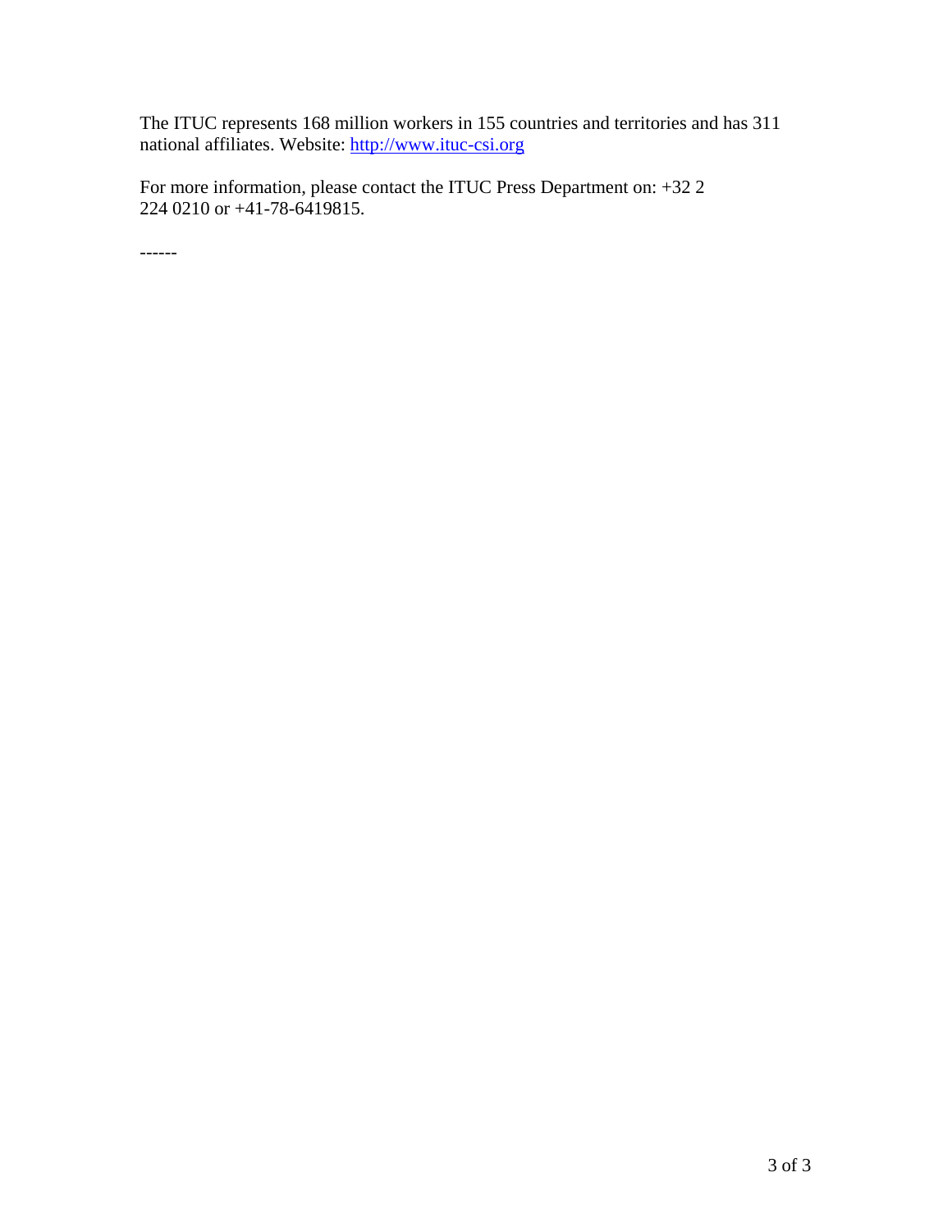The ITUC represents 168 million workers in 155 countries and territories and has 311 national affiliates. Website: [http://www.ituc-csi.org](http://www.ituc-csi.org)

For more information, please contact the ITUC Press Department on: +32 2 224 0210 or +41-78-6419815.

------